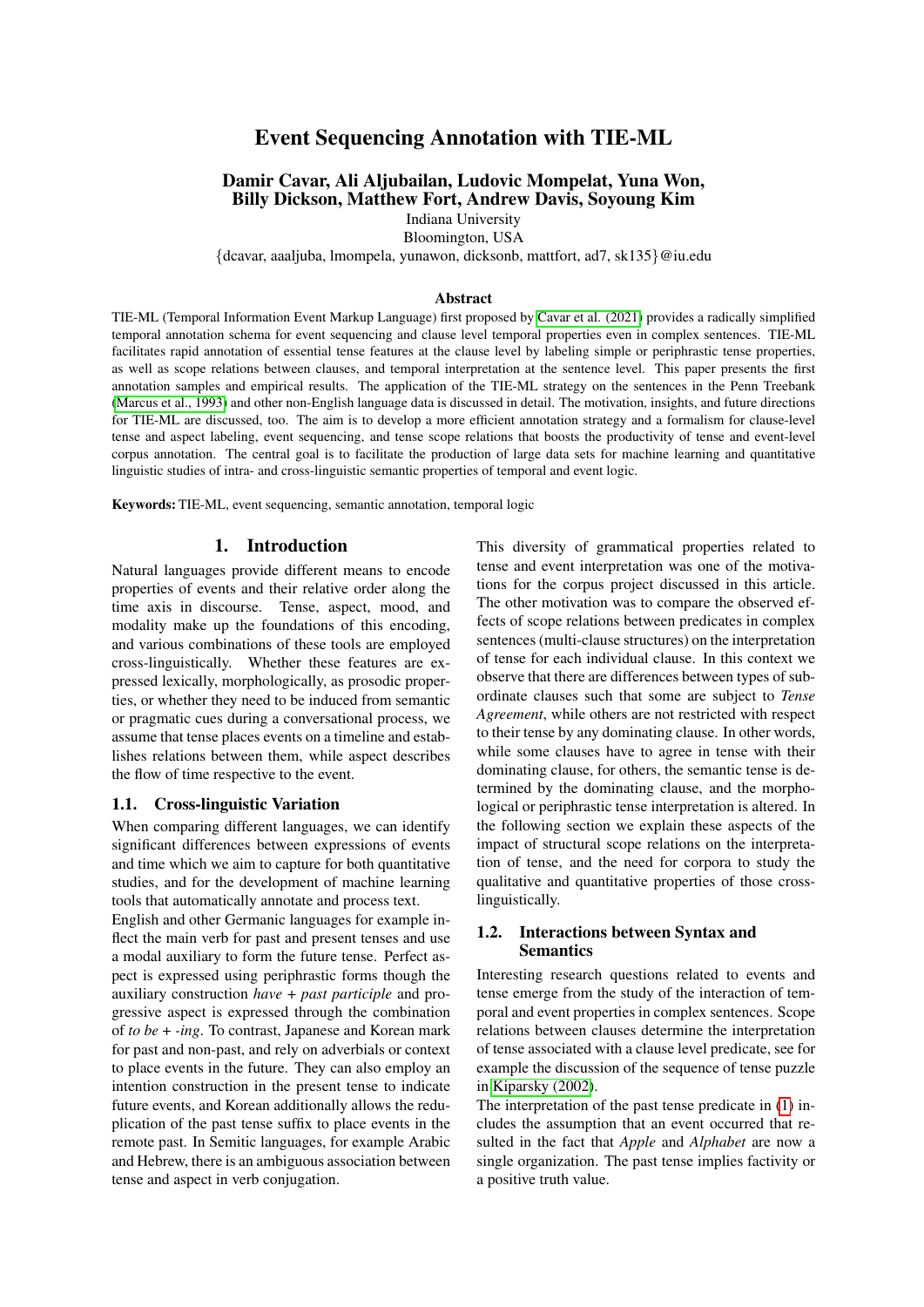# Event Sequencing Annotation with TIE-ML

**Damir Cavar, Ali Aljubailan, Ludovic Mompelat, Yuna Won, Billy Dickson, Matthew Fort, Andrew Davis, Soyoung Kim**

Indiana University
Bloomington, USA
{dcavar, aaaljuba, lmompela, yunawon, dicksonb, mattfort, ad7, sk135}@iu.edu

### Abstract

TIE-ML (Temporal Information Event Markup Language) first proposed by Cavar et al. (2021) provides a radically simplified temporal annotation schema for event sequencing and clause level temporal properties even in complex sentences. TIE-ML facilitates rapid annotation of essential tense features at the clause level by labeling simple or periphrastic tense properties, as well as scope relations between clauses, and temporal interpretation at the sentence level. This paper presents the first annotation samples and empirical results. The application of the TIE-ML strategy on the sentences in the Penn Treebank (Marcus et al., 1993) and other non-English language data is discussed in detail. The motivation, insights, and future directions for TIE-ML are discussed, too. The aim is to develop a more efficient annotation strategy and a formalism for clause-level tense and aspect labeling, event sequencing, and tense scope relations that boosts the productivity of tense and event-level corpus annotation. The central goal is to facilitate the production of large data sets for machine learning and quantitative linguistic studies of intra- and cross-linguistic semantic properties of temporal and event logic.

**Keywords:** TIE-ML, event sequencing, semantic annotation, temporal logic

## 1. Introduction

Natural languages provide different means to encode properties of events and their relative order along the time axis in discourse. Tense, aspect, mood, and modality make up the foundations of this encoding, and various combinations of these tools are employed cross-linguistically. Whether these features are expressed lexically, morphologically, as prosodic properties, or whether they need to be induced from semantic or pragmatic cues during a conversational process, we assume that tense places events on a timeline and establishes relations between them, while aspect describes the flow of time respective to the event.

### 1.1. Cross-linguistic Variation

When comparing different languages, we can identify significant differences between expressions of events and time which we aim to capture for both quantitative studies, and for the development of machine learning tools that automatically annotate and process text.

English and other Germanic languages for example inflect the main verb for past and present tenses and use a modal auxiliary to form the future tense. Perfect aspect is expressed using periphrastic forms though the auxiliary construction *have* + *past participle* and progressive aspect is expressed through the combination of *to be* + *-ing*. To contrast, Japanese and Korean mark for past and non-past, and rely on adverbials or context to place events in the future. They can also employ an intention construction in the present tense to indicate future events, and Korean additionally allows the reduplication of the past tense suffix to place events in the remote past. In Semitic languages, for example Arabic and Hebrew, there is an ambiguous association between tense and aspect in verb conjugation.

This diversity of grammatical properties related to tense and event interpretation was one of the motivations for the corpus project discussed in this article. The other motivation was to compare the observed effects of scope relations between predicates in complex sentences (multi-clause structures) on the interpretation of tense for each individual clause. In this context we observe that there are differences between types of subordinate clauses such that some are subject to *Tense Agreement*, while others are not restricted with respect to their tense by any dominating clause. In other words, while some clauses have to agree in tense with their dominating clause, for others, the semantic tense is determined by the dominating clause, and the morphological or periphrastic tense interpretation is altered. In the following section we explain these aspects of the impact of structural scope relations on the interpretation of tense, and the need for corpora to study the qualitative and quantitative properties of those cross-linguistically.

### 1.2. Interactions between Syntax and Semantics

Interesting research questions related to events and tense emerge from the study of the interaction of temporal and event properties in complex sentences. Scope relations between clauses determine the interpretation of tense associated with a clause level predicate, see for example the discussion of the sequence of tense puzzle in Kiparsky (2002).

The interpretation of the past tense predicate in (1) includes the assumption that an event occurred that resulted in the fact that *Apple* and *Alphabet* are now a single organization. The past tense implies factivity or a positive truth value.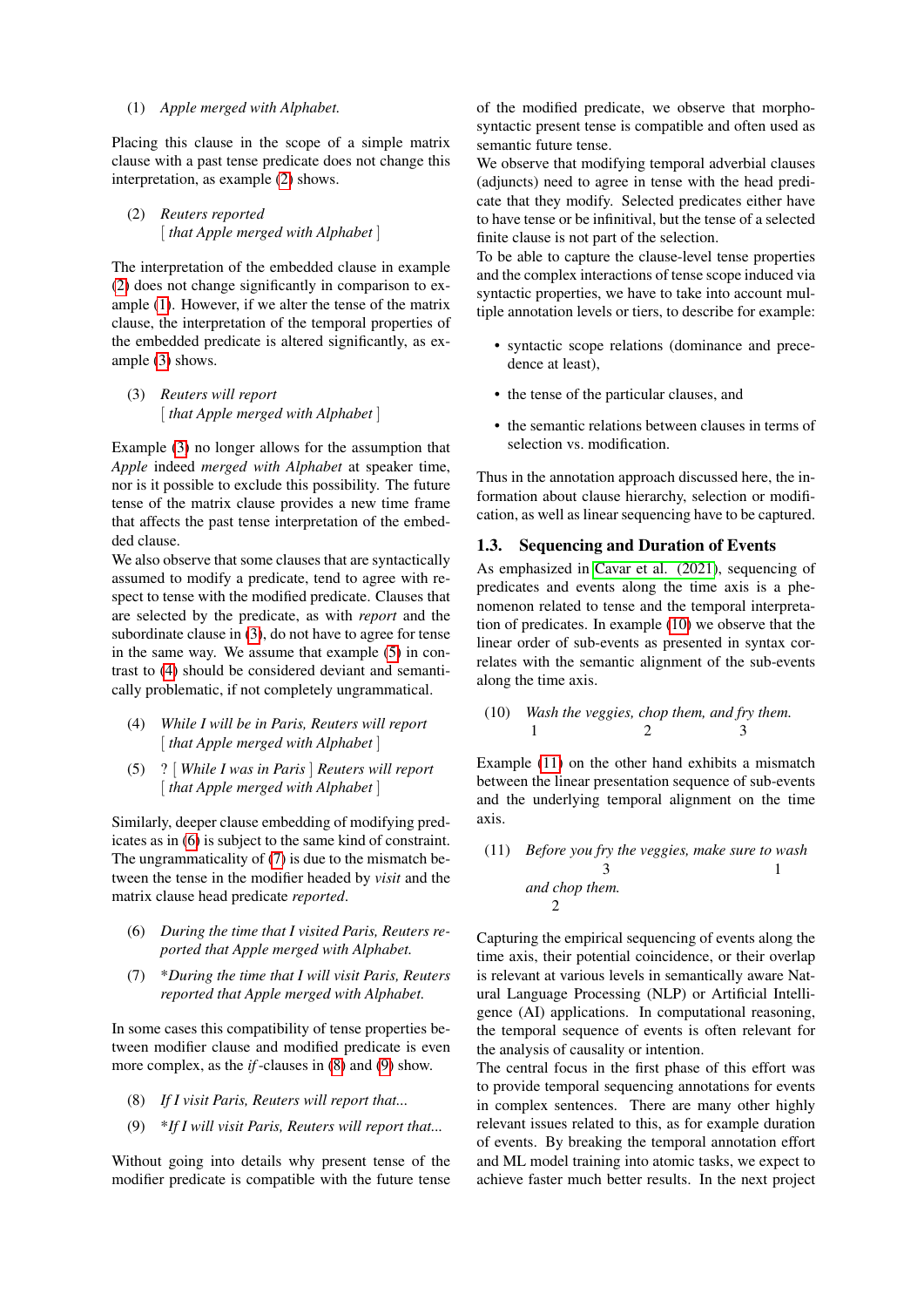(1) *Apple merged with Alphabet.*

Placing this clause in the scope of a simple matrix clause with a past tense predicate does not change this interpretation, as example (2) shows.

(2) *Reuters reported*
[ *that Apple merged with Alphabet* ]

The interpretation of the embedded clause in example (2) does not change significantly in comparison to example (1). However, if we alter the tense of the matrix clause, the interpretation of the temporal properties of the embedded predicate is altered significantly, as example (3) shows.

(3) *Reuters will report*
[ *that Apple merged with Alphabet* ]

Example (3) no longer allows for the assumption that *Apple* indeed *merged with Alphabet* at speaker time, nor is it possible to exclude this possibility. The future tense of the matrix clause provides a new time frame that affects the past tense interpretation of the embedded clause.

We also observe that some clauses that are syntactically assumed to modify a predicate, tend to agree with respect to tense with the modified predicate. Clauses that are selected by the predicate, as with *report* and the subordinate clause in (3), do not have to agree for tense in the same way. We assume that example (5) in contrast to (4) should be considered deviant and semantically problematic, if not completely ungrammatical.

(4) *While I will be in Paris, Reuters will report*
[ *that Apple merged with Alphabet* ]

(5) ? [ *While I was in Paris* ] *Reuters will report*
[ *that Apple merged with Alphabet* ]

Similarly, deeper clause embedding of modifying predicates as in (6) is subject to the same kind of constraint. The ungrammaticality of (7) is due to the mismatch between the tense in the modifier headed by *visit* and the matrix clause head predicate *reported*.

(6) *During the time that I visited Paris, Reuters reported that Apple merged with Alphabet.*

(7) **During the time that I will visit Paris, Reuters reported that Apple merged with Alphabet.*

In some cases this compatibility of tense properties between modifier clause and modified predicate is even more complex, as the *if*-clauses in (8) and (9) show.

(8) *If I visit Paris, Reuters will report that...*

(9) **If I will visit Paris, Reuters will report that...*

Without going into details why present tense of the modifier predicate is compatible with the future tense of the modified predicate, we observe that morpho-syntactic present tense is compatible and often used as semantic future tense.

We observe that modifying temporal adverbial clauses (adjuncts) need to agree in tense with the head predicate that they modify. Selected predicates either have to have tense or be infinitival, but the tense of a selected finite clause is not part of the selection.

To be able to capture the clause-level tense properties and the complex interactions of tense scope induced via syntactic properties, we have to take into account multiple annotation levels or tiers, to describe for example:

- syntactic scope relations (dominance and precedence at least),
- the tense of the particular clauses, and
- the semantic relations between clauses in terms of selection vs. modification.

Thus in the annotation approach discussed here, the information about clause hierarchy, selection or modification, as well as linear sequencing have to be captured.

### 1.3. Sequencing and Duration of Events

As emphasized in Cavar et al. (2021), sequencing of predicates and events along the time axis is a phenomenon related to tense and the temporal interpretation of predicates. In example (10) we observe that the linear order of sub-events as presented in syntax correlates with the semantic alignment of the sub-events along the time axis.

(10) *Wash the veggies, chop them, and fry them.*
1 2 3

Example (11) on the other hand exhibits a mismatch between the linear presentation sequence of sub-events and the underlying temporal alignment on the time axis.

(11) *Before you fry the veggies, make sure to wash* 
3 1
*and chop them.*
2

Capturing the empirical sequencing of events along the time axis, their potential coincidence, or their overlap is relevant at various levels in semantically aware Natural Language Processing (NLP) or Artificial Intelligence (AI) applications. In computational reasoning, the temporal sequence of events is often relevant for the analysis of causality or intention.

The central focus in the first phase of this effort was to provide temporal sequencing annotations for events in complex sentences. There are many other highly relevant issues related to this, as for example duration of events. By breaking the temporal annotation effort and ML model training into atomic tasks, we expect to achieve faster much better results. In the next project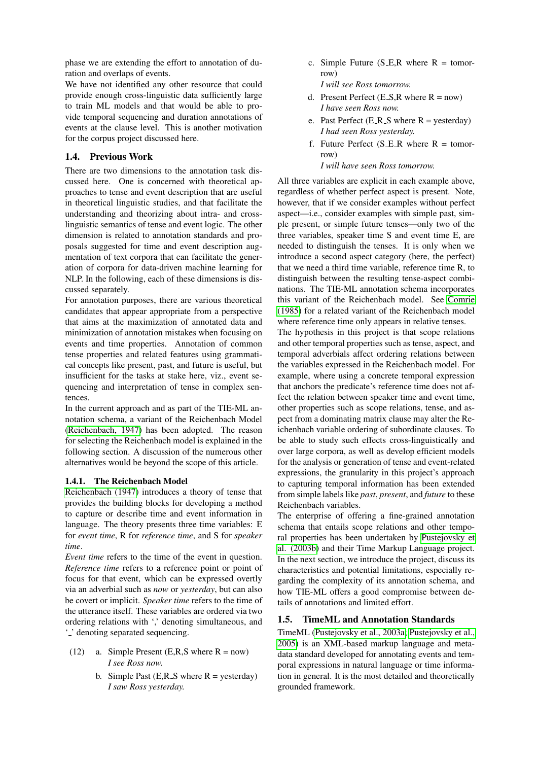phase we are extending the effort to annotation of duration and overlaps of events.

We have not identified any other resource that could provide enough cross-linguistic data sufficiently large to train ML models and that would be able to provide temporal sequencing and duration annotations of events at the clause level. This is another motivation for the corpus project discussed here.

## 1.4. Previous Work

There are two dimensions to the annotation task discussed here. One is concerned with theoretical approaches to tense and event description that are useful in theoretical linguistic studies, and that facilitate the understanding and theorizing about intra- and cross-linguistic semantics of tense and event logic. The other dimension is related to annotation standards and proposals suggested for time and event description augmentation of text corpora that can facilitate the generation of corpora for data-driven machine learning for NLP. In the following, each of these dimensions is discussed separately.

For annotation purposes, there are various theoretical candidates that appear appropriate from a perspective that aims at the maximization of annotated data and minimization of annotation mistakes when focusing on events and time properties. Annotation of common tense properties and related features using grammatical concepts like present, past, and future is useful, but insufficient for the tasks at stake here, viz., event sequencing and interpretation of tense in complex sentences.

In the current approach and as part of the TIE-ML annotation schema, a variant of the Reichenbach Model (Reichenbach, 1947) has been adopted. The reason for selecting the Reichenbach model is explained in the following section. A discussion of the numerous other alternatives would be beyond the scope of this article.

### 1.4.1. The Reichenbach Model

Reichenbach (1947) introduces a theory of tense that provides the building blocks for developing a method to capture or describe time and event information in language. The theory presents three time variables: E for *event time*, R for *reference time*, and S for *speaker time*.

*Event time* refers to the time of the event in question. *Reference time* refers to a reference point or point of focus for that event, which can be expressed overtly via an adverbial such as *now* or *yesterday*, but can also be covert or implicit. *Speaker time* refers to the time of the utterance itself. These variables are ordered via two ordering relations with ',' denoting simultaneous, and '_' denoting separated sequencing.

(12) a. Simple Present (E,R,S where R = now)
*I see Ross now.*

b. Simple Past (E,R_S where R = yesterday)
*I saw Ross yesterday.*

c. Simple Future (S_E,R where R = tomorrow)
*I will see Ross tomorrow.*

d. Present Perfect (E_S,R where R = now)
*I have seen Ross now.*

e. Past Perfect (E_R_S where R = yesterday)
*I had seen Ross yesterday.*

f. Future Perfect (S_E_R where R = tomorrow)
*I will have seen Ross tomorrow.*

All three variables are explicit in each example above, regardless of whether perfect aspect is present. Note, however, that if we consider examples without perfect aspect—i.e., consider examples with simple past, simple present, or simple future tenses—only two of the three variables, speaker time S and event time E, are needed to distinguish the tenses. It is only when we introduce a second aspect category (here, the perfect) that we need a third time variable, reference time R, to distinguish between the resulting tense-aspect combinations. The TIE-ML annotation schema incorporates this variant of the Reichenbach model. See Comrie (1985) for a related variant of the Reichenbach model where reference time only appears in relative tenses.

The hypothesis in this project is that scope relations and other temporal properties such as tense, aspect, and temporal adverbials affect ordering relations between the variables expressed in the Reichenbach model. For example, where using a concrete temporal expression that anchors the predicate's reference time does not affect the relation between speaker time and event time, other properties such as scope relations, tense, and aspect from a dominating matrix clause may alter the Reichenbach variable ordering of subordinate clauses. To be able to study such effects cross-linguistically and over large corpora, as well as develop efficient models for the analysis or generation of tense and event-related expressions, the granularity in this project's approach to capturing temporal information has been extended from simple labels like *past*, *present*, and *future* to these Reichenbach variables.

The enterprise of offering a fine-grained annotation schema that entails scope relations and other temporal properties has been undertaken by Pustejovsky et al. (2003b) and their Time Markup Language project. In the next section, we introduce the project, discuss its characteristics and potential limitations, especially regarding the complexity of its annotation schema, and how TIE-ML offers a good compromise between details of annotations and limited effort.

## 1.5. TimeML and Annotation Standards

TimeML (Pustejovsky et al., 2003a; Pustejovsky et al., 2005) is an XML-based markup language and metadata standard developed for annotating events and temporal expressions in natural language or time information in general. It is the most detailed and theoretically grounded framework.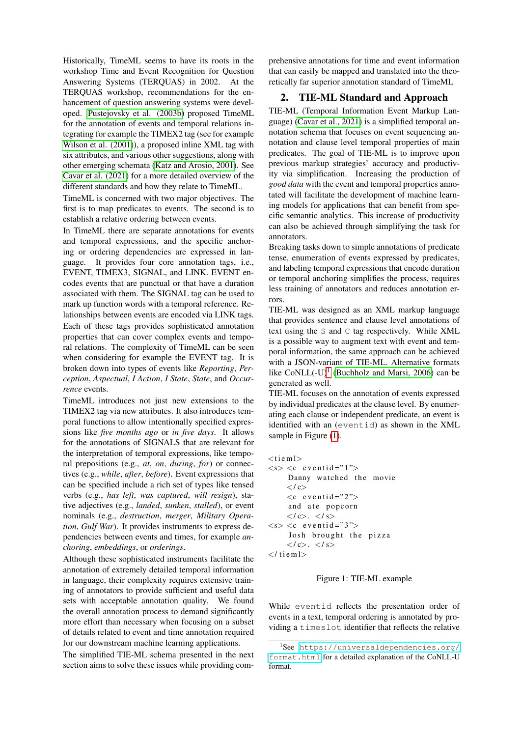Historically, TimeML seems to have its roots in the workshop Time and Event Recognition for Question Answering Systems (TERQUAS) in 2002. At the TERQUAS workshop, recommendations for the enhancement of question answering systems were developed. Pustejovsky et al. (2003b) proposed TimeML for the annotation of events and temporal relations integrating for example the TIMEX2 tag (see for example Wilson et al. (2001)), a proposed inline XML tag with six attributes, and various other suggestions, along with other emerging schemata (Katz and Arosio, 2001). See Cavar et al. (2021) for a more detailed overview of the different standards and how they relate to TimeML.

TimeML is concerned with two major objectives. The first is to map predicates to events. The second is to establish a relative ordering between events.

In TimeML there are separate annotations for events and temporal expressions, and the specific anchoring or ordering dependencies are expressed in language. It provides four core annotation tags, i.e., EVENT, TIMEX3, SIGNAL, and LINK. EVENT encodes events that are punctual or that have a duration associated with them. The SIGNAL tag can be used to mark up function words with a temporal reference. Relationships between events are encoded via LINK tags. Each of these tags provides sophisticated annotation properties that can cover complex events and temporal relations. The complexity of TimeML can be seen when considering for example the EVENT tag. It is broken down into types of events like *Reporting*, *Perception*, *Aspectual*, *I Action*, *I State*, *State*, and *Occurrence* events.

TimeML introduces not just new extensions to the TIMEX2 tag via new attributes. It also introduces temporal functions to allow intentionally specified expressions like *five months ago* or *in five days*. It allows for the annotations of SIGNALS that are relevant for the interpretation of temporal expressions, like temporal prepositions (e.g., *at*, *on*, *during*, *for*) or connectives (e.g., *while*, *after*, *before*). Event expressions that can be specified include a rich set of types like tensed verbs (e.g., *has left*, *was captured*, *will resign*), stative adjectives (e.g., *landed*, *sunken*, *stalled*), or event nominals (e.g., *destruction*, *merger*, *Military Operation*, *Gulf War*). It provides instruments to express dependencies between events and times, for example *anchoring*, *embeddings*, or *orderings*.

Although these sophisticated instruments facilitate the annotation of extremely detailed temporal information in language, their complexity requires extensive training of annotators to provide sufficient and useful data sets with acceptable annotation quality. We found the overall annotation process to demand significantly more effort than necessary when focusing on a subset of details related to event and time annotation required for our downstream machine learning applications.

The simplified TIE-ML schema presented in the next section aims to solve these issues while providing comprehensive annotations for time and event information that can easily be mapped and translated into the theoretically far superior annotation standard of TimeML

## 2. TIE-ML Standard and Approach

TIE-ML (Temporal Information Event Markup Language) (Cavar et al., 2021) is a simplified temporal annotation schema that focuses on event sequencing annotation and clause level temporal properties of main predicates. The goal of TIE-ML is to improve upon previous markup strategies' accuracy and productivity via simplification. Increasing the production of *good data* with the event and temporal properties annotated will facilitate the development of machine learning models for applications that can benefit from specific semantic analytics. This increase of productivity can also be achieved through simplifying the task for annotators.

Breaking tasks down to simple annotations of predicate tense, enumeration of events expressed by predicates, and labeling temporal expressions that encode duration or temporal anchoring simplifies the process, requires less training of annotators and reduces annotation errors.

TIE-ML was designed as an XML markup language that provides sentence and clause level annotations of text using the `S` and `C` tag respectively. While XML is a possible way to augment text with event and temporal information, the same approach can be achieved with a JSON-variant of TIE-ML. Alternative formats like CoNLL(-U)[1] (Buchholz and Marsi, 2006) can be generated as well.

TIE-ML focuses on the annotation of events expressed by individual predicates at the clause level. By enumerating each clause or independent predicate, an event is identified with an (`eventid`) as shown in the XML sample in Figure (1).

```
<tieml>
<s> <c eventid="1">
    Danny watched the movie
    </c>
    <c eventid="2">
    and ate popcorn
    </c>. </s>
<s> <c eventid="3">
    Josh brought the pizza
    </c>. </s>
</tieml>
```

Figure 1: TIE-ML example

While `eventid` reflects the presentation order of events in a text, temporal ordering is annotated by providing a `timeslot` identifier that reflects the relative

[1] See https://universaldependencies.org/format.html for a detailed explanation of the CoNLL-U format.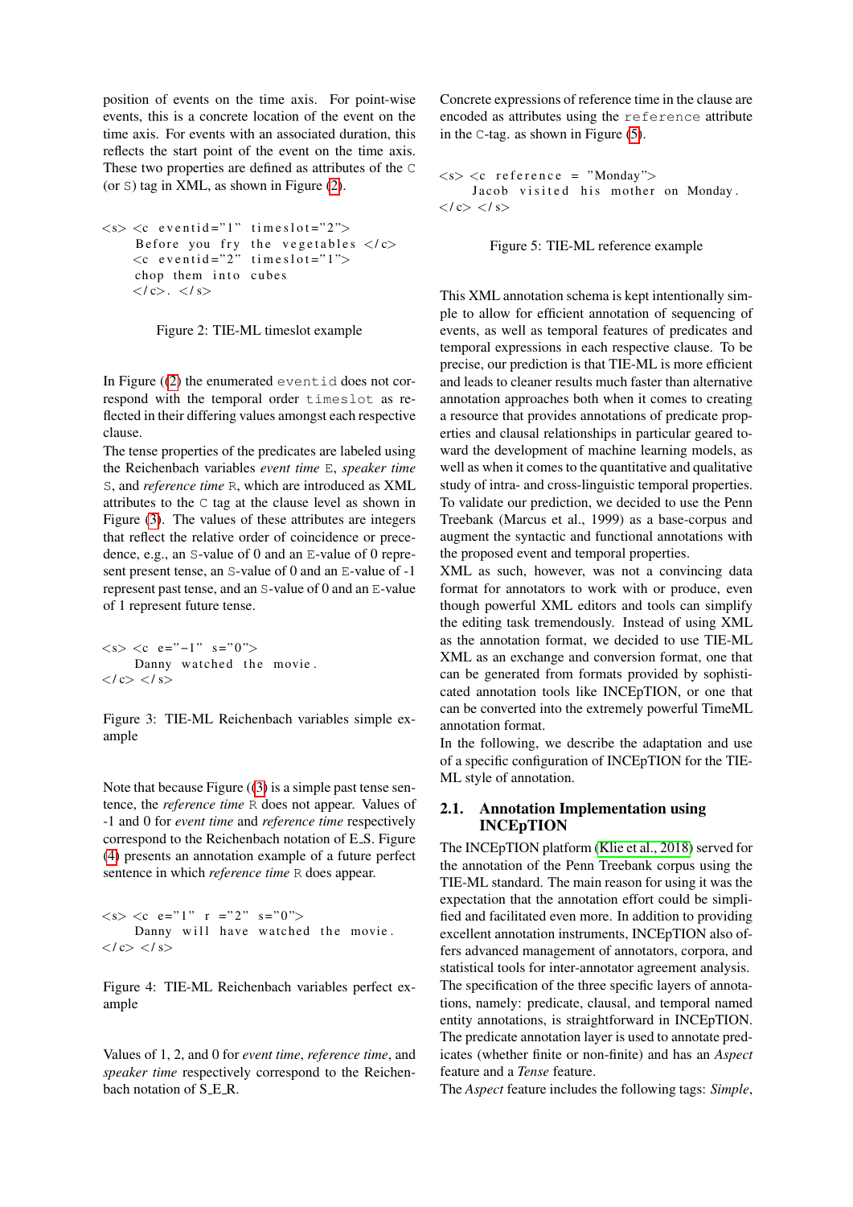position of events on the time axis. For point-wise events, this is a concrete location of the event on the time axis. For events with an associated duration, this reflects the start point of the event on the time axis. These two properties are defined as attributes of the C (or S) tag in XML, as shown in Figure (2).

```
<s> <c eventid="1" timeslot="2">
    Before you fry the vegetables </c>
    <c eventid="2" timeslot="1">
    chop them into cubes
    </c>. </s>
```

Figure 2: TIE-ML timeslot example

In Figure ((2) the enumerated eventid does not correspond with the temporal order timeslot as reflected in their differing values amongst each respective clause.

The tense properties of the predicates are labeled using the Reichenbach variables *event time* E, *speaker time* S, and *reference time* R, which are introduced as XML attributes to the C tag at the clause level as shown in Figure (3). The values of these attributes are integers that reflect the relative order of coincidence or precedence, e.g., an S-value of 0 and an E-value of 0 represent present tense, an S-value of 0 and an E-value of -1 represent past tense, and an S-value of 0 and an E-value of 1 represent future tense.

```
<s> <c e="-1" s="0">
    Danny watched the movie.
</c> </s>
```

Figure 3: TIE-ML Reichenbach variables simple example

Note that because Figure ((3) is a simple past tense sentence, the *reference time* R does not appear. Values of -1 and 0 for *event time* and *reference time* respectively correspond to the Reichenbach notation of E_S. Figure (4) presents an annotation example of a future perfect sentence in which *reference time* R does appear.

```
<s> <c e="1" r ="2" s="0">
    Danny will have watched the movie.
</c> </s>
```

Figure 4: TIE-ML Reichenbach variables perfect example

Values of 1, 2, and 0 for *event time*, *reference time*, and *speaker time* respectively correspond to the Reichenbach notation of S_E_R.

Concrete expressions of reference time in the clause are encoded as attributes using the reference attribute in the C-tag. as shown in Figure (5).

```
<s> <c reference = "Monday">
    Jacob visited his mother on Monday.
</c> </s>
```

Figure 5: TIE-ML reference example

This XML annotation schema is kept intentionally simple to allow for efficient annotation of sequencing of events, as well as temporal features of predicates and temporal expressions in each respective clause. To be precise, our prediction is that TIE-ML is more efficient and leads to cleaner results much faster than alternative annotation approaches both when it comes to creating a resource that provides annotations of predicate properties and clausal relationships in particular geared toward the development of machine learning models, as well as when it comes to the quantitative and qualitative study of intra- and cross-linguistic temporal properties. To validate our prediction, we decided to use the Penn Treebank (Marcus et al., 1999) as a base-corpus and augment the syntactic and functional annotations with the proposed event and temporal properties.

XML as such, however, was not a convincing data format for annotators to work with or produce, even though powerful XML editors and tools can simplify the editing task tremendously. Instead of using XML as the annotation format, we decided to use TIE-ML XML as an exchange and conversion format, one that can be generated from formats provided by sophisticated annotation tools like INCEpTION, or one that can be converted into the extremely powerful TimeML annotation format.

In the following, we describe the adaptation and use of a specific configuration of INCEpTION for the TIE-ML style of annotation.

## 2.1. Annotation Implementation using INCEpTION

The INCEpTION platform (Klie et al., 2018) served for the annotation of the Penn Treebank corpus using the TIE-ML standard. The main reason for using it was the expectation that the annotation effort could be simplified and facilitated even more. In addition to providing excellent annotation instruments, INCEpTION also offers advanced management of annotators, corpora, and statistical tools for inter-annotator agreement analysis.

The specification of the three specific layers of annotations, namely: predicate, clausal, and temporal named entity annotations, is straightforward in INCEpTION.

The predicate annotation layer is used to annotate predicates (whether finite or non-finite) and has an *Aspect* feature and a *Tense* feature.

The *Aspect* feature includes the following tags: *Simple*,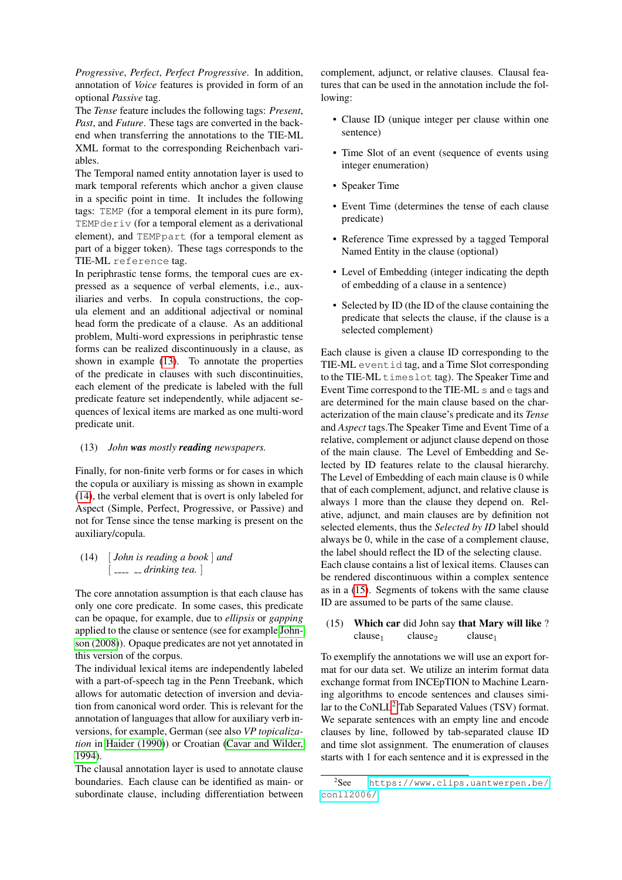*Progressive*, *Perfect*, *Perfect Progressive*. In addition, annotation of *Voice* features is provided in form of an optional *Passive* tag.

The *Tense* feature includes the following tags: *Present*, *Past*, and *Future*. These tags are converted in the back-end when transferring the annotations to the TIE-ML XML format to the corresponding Reichenbach variables.

The Temporal named entity annotation layer is used to mark temporal referents which anchor a given clause in a specific point in time. It includes the following tags: `TEMP` (for a temporal element in its pure form), `TEMPderiv` (for a temporal element as a derivational element), and `TEMPpart` (for a temporal element as part of a bigger token). These tags corresponds to the TIE-ML `reference` tag.

In periphrastic tense forms, the temporal cues are expressed as a sequence of verbal elements, i.e., auxiliaries and verbs. In copula constructions, the copula element and an additional adjectival or nominal head form the predicate of a clause. As an additional problem, Multi-word expressions in periphrastic tense forms can be realized discontinuously in a clause, as shown in example (13). To annotate the properties of the predicate in clauses with such discontinuities, each element of the predicate is labeled with the full predicate feature set independently, while adjacent sequences of lexical items are marked as one multi-word predicate unit.

(13) *John **was** mostly **reading** newspapers.*

Finally, for non-finite verb forms or for cases in which the copula or auxiliary is missing as shown in example (14), the verbal element that is overt is only labeled for Aspect (Simple, Perfect, Progressive, or Passive) and not for Tense since the tense marking is present on the auxiliary/copula.

(14) [ *John is reading a book* ] *and*
[ ____ __ *drinking tea.* ]

The core annotation assumption is that each clause has only one core predicate. In some cases, this predicate can be opaque, for example, due to *ellipsis* or *gapping* applied to the clause or sentence (see for example Johnson (2008)). Opaque predicates are not yet annotated in this version of the corpus.

The individual lexical items are independently labeled with a part-of-speech tag in the Penn Treebank, which allows for automatic detection of inversion and deviation from canonical word order. This is relevant for the annotation of languages that allow for auxiliary verb inversions, for example, German (see also *VP topicalization* in Haider (1990)) or Croatian (Cavar and Wilder, 1994).

The clausal annotation layer is used to annotate clause boundaries. Each clause can be identified as main- or subordinate clause, including differentiation between complement, adjunct, or relative clauses. Clausal features that can be used in the annotation include the following:

- Clause ID (unique integer per clause within one sentence)
- Time Slot of an event (sequence of events using integer enumeration)
- Speaker Time
- Event Time (determines the tense of each clause predicate)
- Reference Time expressed by a tagged Temporal Named Entity in the clause (optional)
- Level of Embedding (integer indicating the depth of embedding of a clause in a sentence)
- Selected by ID (the ID of the clause containing the predicate that selects the clause, if the clause is a selected complement)

Each clause is given a clause ID corresponding to the TIE-ML `eventid` tag, and a Time Slot corresponding to the TIE-ML `timeslot` tag). The Speaker Time and Event Time correspond to the TIE-ML `s` and `e` tags and are determined for the main clause based on the characterization of the main clause's predicate and its *Tense* and *Aspect* tags.The Speaker Time and Event Time of a relative, complement or adjunct clause depend on those of the main clause. The Level of Embedding and Selected by ID features relate to the clausal hierarchy. The Level of Embedding of each main clause is 0 while that of each complement, adjunct, and relative clause is always 1 more than the clause they depend on. Relative, adjunct, and main clauses are by definition not selected elements, thus the *Selected by ID* label should always be 0, while in the case of a complement clause, the label should reflect the ID of the selecting clause.

Each clause contains a list of lexical items. Clauses can be rendered discontinuous within a complex sentence as in a (15). Segments of tokens with the same clause ID are assumed to be parts of the same clause.

(15) **Which car** did John say **that Mary will like** ?
clause$_1$ clause$_2$ clause$_1$

To exemplify the annotations we will use an export format for our data set. We utilize an interim format data exchange format from INCEpTION to Machine Learning algorithms to encode sentences and clauses similar to the CoNLL[2] Tab Separated Values (TSV) format. We separate sentences with an empty line and encode clauses by line, followed by tab-separated clause ID and time slot assignment. The enumeration of clauses starts with 1 for each sentence and it is expressed in the

[2] See https://www.clips.uantwerpen.be/conll2006/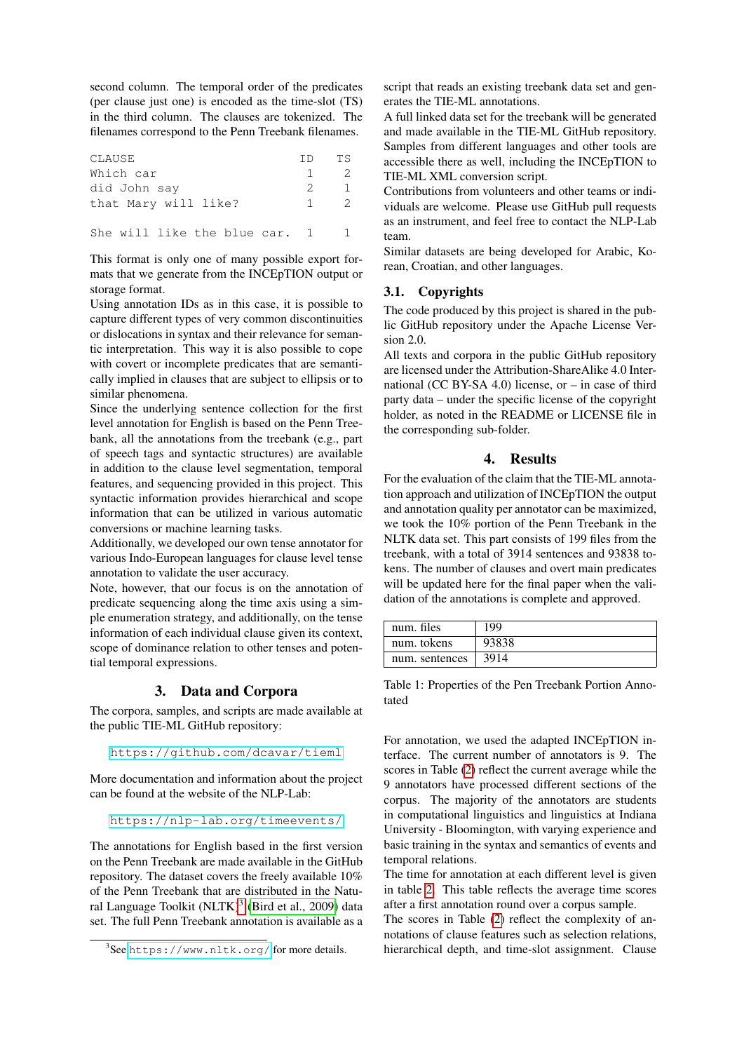second column. The temporal order of the predicates (per clause just one) is encoded as the time-slot (TS) in the third column. The clauses are tokenized. The filenames correspond to the Penn Treebank filenames.

```
CLAUSE                          ID   TS
Which car                        1    2
did John say                     2    1
that Mary will like?             1    2

She will like the blue car.   1     1
```

This format is only one of many possible export formats that we generate from the INCEpTION output or storage format.

Using annotation IDs as in this case, it is possible to capture different types of very common discontinuities or dislocations in syntax and their relevance for semantic interpretation. This way it is also possible to cope with covert or incomplete predicates that are semantically implied in clauses that are subject to ellipsis or to similar phenomena.

Since the underlying sentence collection for the first level annotation for English is based on the Penn Treebank, all the annotations from the treebank (e.g., part of speech tags and syntactic structures) are available in addition to the clause level segmentation, temporal features, and sequencing provided in this project. This syntactic information provides hierarchical and scope information that can be utilized in various automatic conversions or machine learning tasks.

Additionally, we developed our own tense annotator for various Indo-European languages for clause level tense annotation to validate the user accuracy.

Note, however, that our focus is on the annotation of predicate sequencing along the time axis using a simple enumeration strategy, and additionally, on the tense information of each individual clause given its context, scope of dominance relation to other tenses and potential temporal expressions.

## 3. Data and Corpora

The corpora, samples, and scripts are made available at the public TIE-ML GitHub repository:

https://github.com/dcavar/tieml

More documentation and information about the project can be found at the website of the NLP-Lab:

https://nlp-lab.org/timeevents/

The annotations for English based in the first version on the Penn Treebank are made available in the GitHub repository. The dataset covers the freely available 10% of the Penn Treebank that are distributed in the Natural Language Toolkit (NLTK)[3] (Bird et al., 2009) data set. The full Penn Treebank annotation is available as a script that reads an existing treebank data set and generates the TIE-ML annotations.

A full linked data set for the treebank will be generated and made available in the TIE-ML GitHub repository. Samples from different languages and other tools are accessible there as well, including the INCEpTION to TIE-ML XML conversion script.

Contributions from volunteers and other teams or individuals are welcome. Please use GitHub pull requests as an instrument, and feel free to contact the NLP-Lab team.

Similar datasets are being developed for Arabic, Korean, Croatian, and other languages.

### 3.1. Copyrights

The code produced by this project is shared in the public GitHub repository under the Apache License Version 2.0.

All texts and corpora in the public GitHub repository are licensed under the Attribution-ShareAlike 4.0 International (CC BY-SA 4.0) license, or – in case of third party data – under the specific license of the copyright holder, as noted in the README or LICENSE file in the corresponding sub-folder.

## 4. Results

For the evaluation of the claim that the TIE-ML annotation approach and utilization of INCEpTION the output and annotation quality per annotator can be maximized, we took the 10% portion of the Penn Treebank in the NLTK data set. This part consists of 199 files from the treebank, with a total of 3914 sentences and 93838 tokens. The number of clauses and overt main predicates will be updated here for the final paper when the validation of the annotations is complete and approved.

| num. files | 199 |
|---|---|
| num. tokens | 93838 |
| num. sentences | 3914 |

Table 1: Properties of the Pen Treebank Portion Annotated

For annotation, we used the adapted INCEpTION interface. The current number of annotators is 9. The scores in Table (2) reflect the current average while the 9 annotators have processed different sections of the corpus. The majority of the annotators are students in computational linguistics and linguistics at Indiana University - Bloomington, with varying experience and basic training in the syntax and semantics of events and temporal relations.

The time for annotation at each different level is given in table 2. This table reflects the average time scores after a first annotation round over a corpus sample.

The scores in Table (2) reflect the complexity of annotations of clause features such as selection relations, hierarchical depth, and time-slot assignment. Clause

[3] See https://www.nltk.org/ for more details.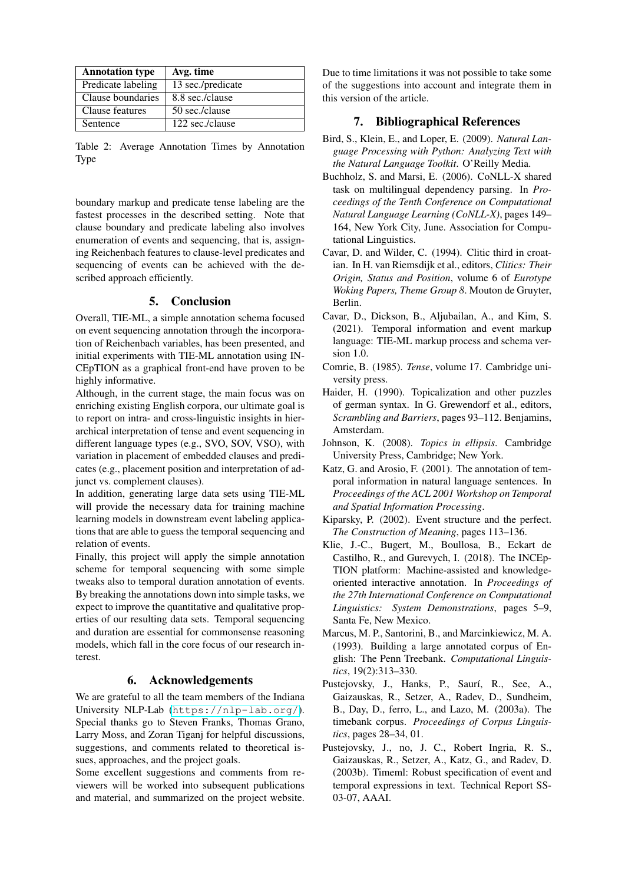| Annotation type | Avg. time |
|---|---|
| Predicate labeling | 13 sec./predicate |
| Clause boundaries | 8.8 sec./clause |
| Clause features | 50 sec./clause |
| Sentence | 122 sec./clause |

Table 2: Average Annotation Times by Annotation Type

boundary markup and predicate tense labeling are the fastest processes in the described setting. Note that clause boundary and predicate labeling also involves enumeration of events and sequencing, that is, assigning Reichenbach features to clause-level predicates and sequencing of events can be achieved with the described approach efficiently.

## 5. Conclusion

Overall, TIE-ML, a simple annotation schema focused on event sequencing annotation through the incorporation of Reichenbach variables, has been presented, and initial experiments with TIE-ML annotation using INCEpTION as a graphical front-end have proven to be highly informative.

Although, in the current stage, the main focus was on enriching existing English corpora, our ultimate goal is to report on intra- and cross-linguistic insights in hierarchical interpretation of tense and event sequencing in different language types (e.g., SVO, SOV, VSO), with variation in placement of embedded clauses and predicates (e.g., placement position and interpretation of adjunct vs. complement clauses).

In addition, generating large data sets using TIE-ML will provide the necessary data for training machine learning models in downstream event labeling applications that are able to guess the temporal sequencing and relation of events.

Finally, this project will apply the simple annotation scheme for temporal sequencing with some simple tweaks also to temporal duration annotation of events. By breaking the annotations down into simple tasks, we expect to improve the quantitative and qualitative properties of our resulting data sets. Temporal sequencing and duration are essential for commonsense reasoning models, which fall in the core focus of our research interest.

## 6. Acknowledgements

We are grateful to all the team members of the Indiana University NLP-Lab (https://nlp-lab.org/). Special thanks go to Steven Franks, Thomas Grano, Larry Moss, and Zoran Tiganj for helpful discussions, suggestions, and comments related to theoretical issues, approaches, and the project goals.

Some excellent suggestions and comments from reviewers will be worked into subsequent publications and material, and summarized on the project website. Due to time limitations it was not possible to take some of the suggestions into account and integrate them in this version of the article.

## 7. Bibliographical References

Bird, S., Klein, E., and Loper, E. (2009). *Natural Language Processing with Python: Analyzing Text with the Natural Language Toolkit*. O'Reilly Media.

Buchholz, S. and Marsi, E. (2006). CoNLL-X shared task on multilingual dependency parsing. In *Proceedings of the Tenth Conference on Computational Natural Language Learning (CoNLL-X)*, pages 149–164, New York City, June. Association for Computational Linguistics.

Cavar, D. and Wilder, C. (1994). Clitic third in croatian. In H. van Riemsdijk et al., editors, *Clitics: Their Origin, Status and Position*, volume 6 of *Eurotype Woking Papers, Theme Group 8*. Mouton de Gruyter, Berlin.

Cavar, D., Dickson, B., Aljubailan, A., and Kim, S. (2021). Temporal information and event markup language: TIE-ML markup process and schema version 1.0.

Comrie, B. (1985). *Tense*, volume 17. Cambridge university press.

Haider, H. (1990). Topicalization and other puzzles of german syntax. In G. Grewendorf et al., editors, *Scrambling and Barriers*, pages 93–112. Benjamins, Amsterdam.

Johnson, K. (2008). *Topics in ellipsis*. Cambridge University Press, Cambridge; New York.

Katz, G. and Arosio, F. (2001). The annotation of temporal information in natural language sentences. In *Proceedings of the ACL 2001 Workshop on Temporal and Spatial Information Processing*.

Kiparsky, P. (2002). Event structure and the perfect. *The Construction of Meaning*, pages 113–136.

Klie, J.-C., Bugert, M., Boullosa, B., Eckart de Castilho, R., and Gurevych, I. (2018). The INCEpTION platform: Machine-assisted and knowledge-oriented interactive annotation. In *Proceedings of the 27th International Conference on Computational Linguistics: System Demonstrations*, pages 5–9, Santa Fe, New Mexico.

Marcus, M. P., Santorini, B., and Marcinkiewicz, M. A. (1993). Building a large annotated corpus of English: The Penn Treebank. *Computational Linguistics*, 19(2):313–330.

Pustejovsky, J., Hanks, P., Saurí, R., See, A., Gaizauskas, R., Setzer, A., Radev, D., Sundheim, B., Day, D., ferro, L., and Lazo, M. (2003a). The timebank corpus. *Proceedings of Corpus Linguistics*, pages 28–34, 01.

Pustejovsky, J., no, J. C., Robert Ingria, R. S., Gaizauskas, R., Setzer, A., Katz, G., and Radev, D. (2003b). Timeml: Robust specification of event and temporal expressions in text. Technical Report SS-03-07, AAAI.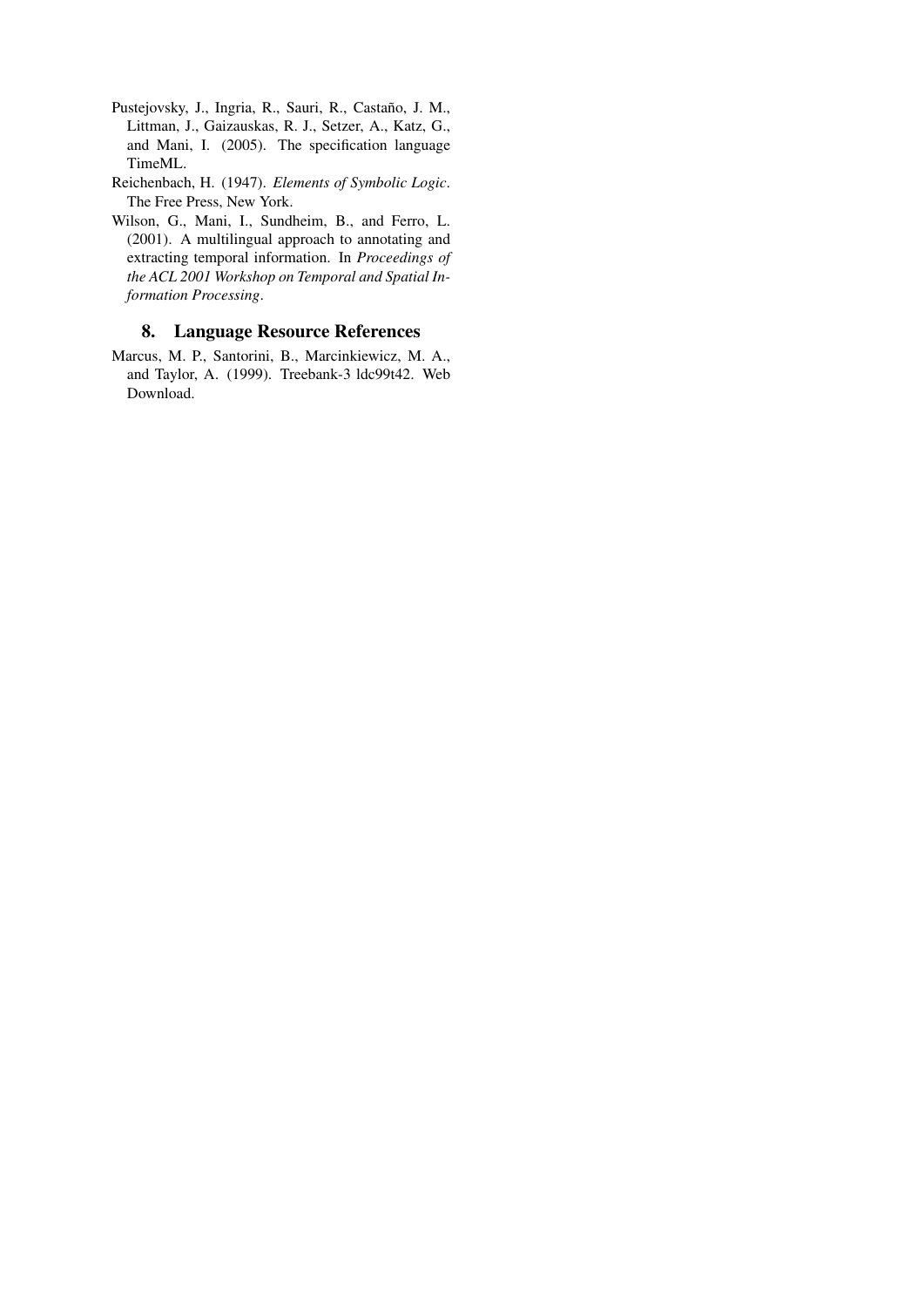Pustejovsky, J., Ingria, R., Sauri, R., Castaño, J. M., Littman, J., Gaizauskas, R. J., Setzer, A., Katz, G., and Mani, I. (2005). The specification language TimeML.

Reichenbach, H. (1947). *Elements of Symbolic Logic*. The Free Press, New York.

Wilson, G., Mani, I., Sundheim, B., and Ferro, L. (2001). A multilingual approach to annotating and extracting temporal information. In *Proceedings of the ACL 2001 Workshop on Temporal and Spatial Information Processing*.

## 8. Language Resource References

Marcus, M. P., Santorini, B., Marcinkiewicz, M. A., and Taylor, A. (1999). Treebank-3 ldc99t42. Web Download.